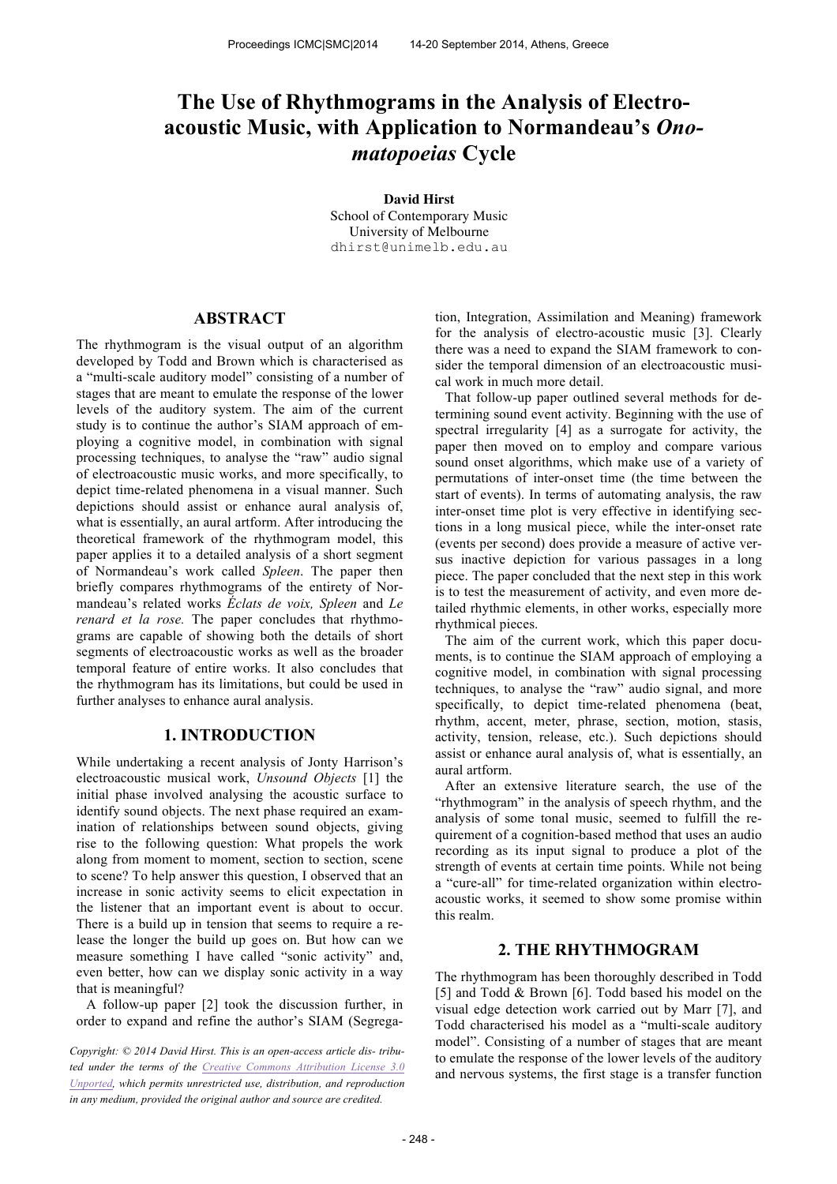# The Use of Rhythmograms in the Analysis of Electro-acoustic Music, with Application to Normandeau's *Onomatopoeias* Cycle

**David Hirst**
School of Contemporary Music
University of Melbourne
dhirst@unimelb.edu.au

## ABSTRACT

The rhythmogram is the visual output of an algorithm developed by Todd and Brown which is characterised as a "multi-scale auditory model" consisting of a number of stages that are meant to emulate the response of the lower levels of the auditory system. The aim of the current study is to continue the author's SIAM approach of employing a cognitive model, in combination with signal processing techniques, to analyse the "raw" audio signal of electroacoustic music works, and more specifically, to depict time-related phenomena in a visual manner. Such depictions should assist or enhance aural analysis of, what is essentially, an aural artform. After introducing the theoretical framework of the rhythmogram model, this paper applies it to a detailed analysis of a short segment of Normandeau's work called *Spleen*. The paper then briefly compares rhythmograms of the entirety of Normandeau's related works *Éclats de voix, Spleen* and *Le renard et la rose.* The paper concludes that rhythmograms are capable of showing both the details of short segments of electroacoustic works as well as the broader temporal feature of entire works. It also concludes that the rhythmogram has its limitations, but could be used in further analyses to enhance aural analysis.

## 1. INTRODUCTION

While undertaking a recent analysis of Jonty Harrison's electroacoustic musical work, *Unsound Objects* [1] the initial phase involved analysing the acoustic surface to identify sound objects. The next phase required an examination of relationships between sound objects, giving rise to the following question: What propels the work along from moment to moment, section to section, scene to scene? To help answer this question, I observed that an increase in sonic activity seems to elicit expectation in the listener that an important event is about to occur. There is a build up in tension that seems to require a release the longer the build up goes on. But how can we measure something I have called "sonic activity" and, even better, how can we display sonic activity in a way that is meaningful?

A follow-up paper [2] took the discussion further, in order to expand and refine the author's SIAM (Segregation, Integration, Assimilation and Meaning) framework for the analysis of electro-acoustic music [3]. Clearly there was a need to expand the SIAM framework to consider the temporal dimension of an electroacoustic musical work in much more detail.

That follow-up paper outlined several methods for determining sound event activity. Beginning with the use of spectral irregularity [4] as a surrogate for activity, the paper then moved on to employ and compare various sound onset algorithms, which make use of a variety of permutations of inter-onset time (the time between the start of events). In terms of automating analysis, the raw inter-onset time plot is very effective in identifying sections in a long musical piece, while the inter-onset rate (events per second) does provide a measure of active versus inactive depiction for various passages in a long piece. The paper concluded that the next step in this work is to test the measurement of activity, and even more detailed rhythmic elements, in other works, especially more rhythmical pieces.

The aim of the current work, which this paper documents, is to continue the SIAM approach of employing a cognitive model, in combination with signal processing techniques, to analyse the "raw" audio signal, and more specifically, to depict time-related phenomena (beat, rhythm, accent, meter, phrase, section, motion, stasis, activity, tension, release, etc.). Such depictions should assist or enhance aural analysis of, what is essentially, an aural artform.

After an extensive literature search, the use of the "rhythmogram" in the analysis of speech rhythm, and the analysis of some tonal music, seemed to fulfill the requirement of a cognition-based method that uses an audio recording as its input signal to produce a plot of the strength of events at certain time points. While not being a "cure-all" for time-related organization within electro-acoustic works, it seemed to show some promise within this realm.

## 2. THE RHYTHMOGRAM

The rhythmogram has been thoroughly described in Todd [5] and Todd & Brown [6]. Todd based his model on the visual edge detection work carried out by Marr [7], and Todd characterised his model as a "multi-scale auditory model". Consisting of a number of stages that are meant to emulate the response of the lower levels of the auditory and nervous systems, the first stage is a transfer function

*Copyright: © 2014 David Hirst. This is an open-access article distributed under the terms of the Creative Commons Attribution License 3.0 Unported, which permits unrestricted use, distribution, and reproduction in any medium, provided the original author and source are credited.*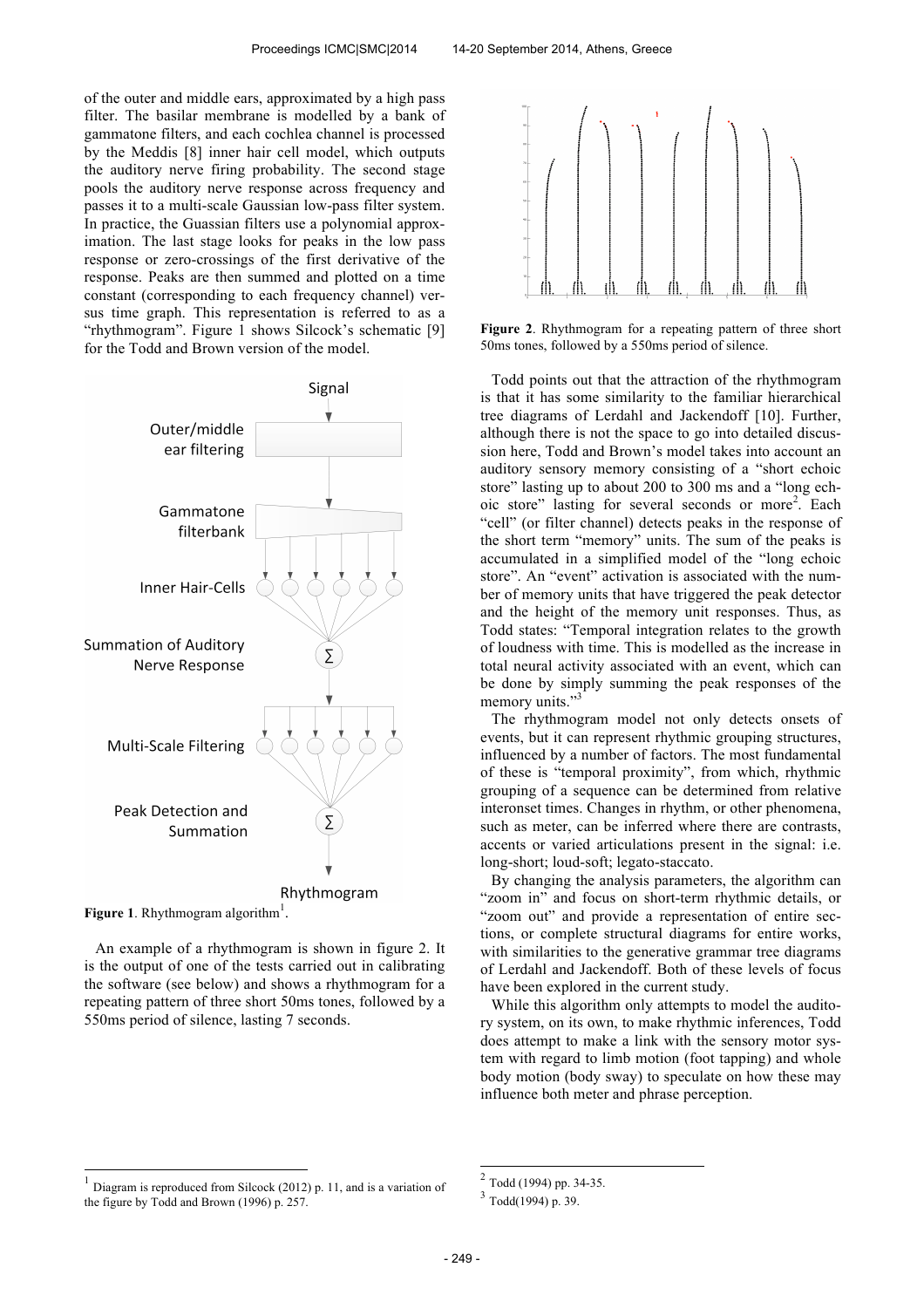of the outer and middle ears, approximated by a high pass filter. The basilar membrane is modelled by a bank of gammatone filters, and each cochlea channel is processed by the Meddis [8] inner hair cell model, which outputs the auditory nerve firing probability. The second stage pools the auditory nerve response across frequency and passes it to a multi-scale Gaussian low-pass filter system. In practice, the Guassian filters use a polynomial approximation. The last stage looks for peaks in the low pass response or zero-crossings of the first derivative of the response. Peaks are then summed and plotted on a time constant (corresponding to each frequency channel) versus time graph. This representation is referred to as a "rhythmogram". Figure 1 shows Silcock's schematic [9] for the Todd and Brown version of the model.

Signal

Outer/middle ear filtering

Gammatone filterbank

Inner Hair-Cells

Summation of Auditory Nerve Response

Multi-Scale Filtering

Peak Detection and Summation

Rhythmogram

**Figure 1**. Rhythmogram algorithm[1].

An example of a rhythmogram is shown in figure 2. It is the output of one of the tests carried out in calibrating the software (see below) and shows a rhythmogram for a repeating pattern of three short 50ms tones, followed by a 550ms period of silence, lasting 7 seconds.

**Figure 2**. Rhythmogram for a repeating pattern of three short 50ms tones, followed by a 550ms period of silence.

Todd points out that the attraction of the rhythmogram is that it has some similarity to the familiar hierarchical tree diagrams of Lerdahl and Jackendoff [10]. Further, although there is not the space to go into detailed discussion here, Todd and Brown's model takes into account an auditory sensory memory consisting of a "short echoic store" lasting up to about 200 to 300 ms and a "long echoic store" lasting for several seconds or more[2]. Each "cell" (or filter channel) detects peaks in the response of the short term "memory" units. The sum of the peaks is accumulated in a simplified model of the "long echoic store". An "event" activation is associated with the number of memory units that have triggered the peak detector and the height of the memory unit responses. Thus, as Todd states: "Temporal integration relates to the growth of loudness with time. This is modelled as the increase in total neural activity associated with an event, which can be done by simply summing the peak responses of the memory units."[3]

The rhythmogram model not only detects onsets of events, but it can represent rhythmic grouping structures, influenced by a number of factors. The most fundamental of these is "temporal proximity", from which, rhythmic grouping of a sequence can be determined from relative interonset times. Changes in rhythm, or other phenomena, such as meter, can be inferred where there are contrasts, accents or varied articulations present in the signal: i.e. long-short; loud-soft; legato-staccato.

By changing the analysis parameters, the algorithm can "zoom in" and focus on short-term rhythmic details, or "zoom out" and provide a representation of entire sections, or complete structural diagrams for entire works, with similarities to the generative grammar tree diagrams of Lerdahl and Jackendoff. Both of these levels of focus have been explored in the current study.

While this algorithm only attempts to model the auditory system, on its own, to make rhythmic inferences, Todd does attempt to make a link with the sensory motor system with regard to limb motion (foot tapping) and whole body motion (body sway) to speculate on how these may influence both meter and phrase perception.

[1] Diagram is reproduced from Silcock (2012) p. 11, and is a variation of the figure by Todd and Brown (1996) p. 257.

[2] Todd (1994) pp. 34-35.

[3] Todd(1994) p. 39.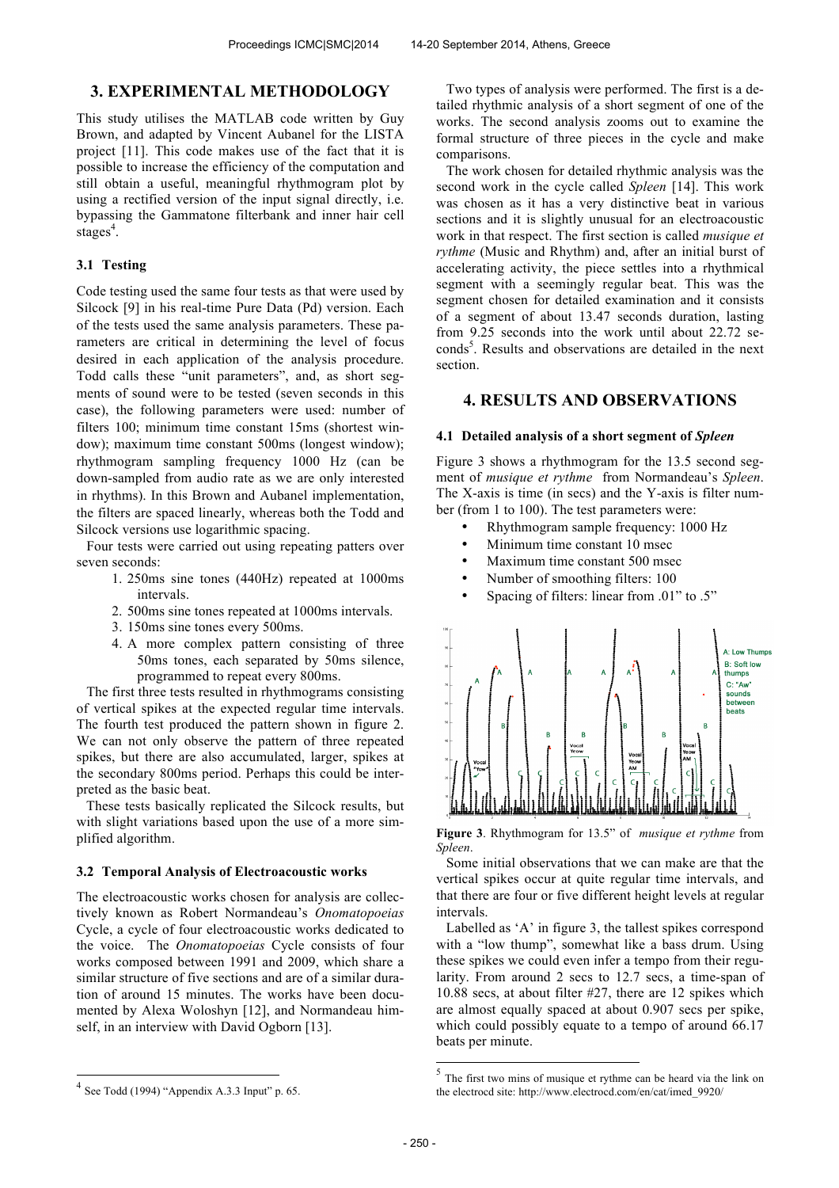## 3. EXPERIMENTAL METHODOLOGY

This study utilises the MATLAB code written by Guy Brown, and adapted by Vincent Aubanel for the LISTA project [11]. This code makes use of the fact that it is possible to increase the efficiency of the computation and still obtain a useful, meaningful rhythmogram plot by using a rectified version of the input signal directly, i.e. bypassing the Gammatone filterbank and inner hair cell stages[4].

### 3.1 Testing

Code testing used the same four tests as that were used by Silcock [9] in his real-time Pure Data (Pd) version. Each of the tests used the same analysis parameters. These parameters are critical in determining the level of focus desired in each application of the analysis procedure. Todd calls these "unit parameters", and, as short segments of sound were to be tested (seven seconds in this case), the following parameters were used: number of filters 100; minimum time constant 15ms (shortest window); maximum time constant 500ms (longest window); rhythmogram sampling frequency 1000 Hz (can be down-sampled from audio rate as we are only interested in rhythms). In this Brown and Aubanel implementation, the filters are spaced linearly, whereas both the Todd and Silcock versions use logarithmic spacing.

Four tests were carried out using repeating patters over seven seconds:

1. 250ms sine tones (440Hz) repeated at 1000ms intervals.
2. 500ms sine tones repeated at 1000ms intervals.
3. 150ms sine tones every 500ms.
4. A more complex pattern consisting of three 50ms tones, each separated by 50ms silence, programmed to repeat every 800ms.

The first three tests resulted in rhythmograms consisting of vertical spikes at the expected regular time intervals. The fourth test produced the pattern shown in figure 2. We can not only observe the pattern of three repeated spikes, but there are also accumulated, larger, spikes at the secondary 800ms period. Perhaps this could be interpreted as the basic beat.

These tests basically replicated the Silcock results, but with slight variations based upon the use of a more simplified algorithm.

### 3.2 Temporal Analysis of Electroacoustic works

The electroacoustic works chosen for analysis are collectively known as Robert Normandeau's *Onomatopoeias* Cycle, a cycle of four electroacoustic works dedicated to the voice. The *Onomatopoeias* Cycle consists of four works composed between 1991 and 2009, which share a similar structure of five sections and are of a similar duration of around 15 minutes. The works have been documented by Alexa Woloshyn [12], and Normandeau himself, in an interview with David Ogborn [13].

Two types of analysis were performed. The first is a detailed rhythmic analysis of a short segment of one of the works. The second analysis zooms out to examine the formal structure of three pieces in the cycle and make comparisons.

The work chosen for detailed rhythmic analysis was the second work in the cycle called *Spleen* [14]. This work was chosen as it has a very distinctive beat in various sections and it is slightly unusual for an electroacoustic work in that respect. The first section is called *musique et rythme* (Music and Rhythm) and, after an initial burst of accelerating activity, the piece settles into a rhythmical segment with a seemingly regular beat. This was the segment chosen for detailed examination and it consists of a segment of about 13.47 seconds duration, lasting from 9.25 seconds into the work until about 22.72 seconds[5]. Results and observations are detailed in the next section.

## 4. RESULTS AND OBSERVATIONS

### 4.1 Detailed analysis of a short segment of *Spleen*

Figure 3 shows a rhythmogram for the 13.5 second segment of *musique et rythme* from Normandeau's *Spleen*. The X-axis is time (in secs) and the Y-axis is filter number (from 1 to 100). The test parameters were:

- Rhythmogram sample frequency: 1000 Hz
- Minimum time constant 10 msec
- Maximum time constant 500 msec
- Number of smoothing filters: 100
- Spacing of filters: linear from .01" to .5"

**Figure 3**. Rhythmogram for 13.5" of *musique et rythme* from *Spleen*.

Some initial observations that we can make are that the vertical spikes occur at quite regular time intervals, and that there are four or five different height levels at regular intervals.

Labelled as 'A' in figure 3, the tallest spikes correspond with a "low thump", somewhat like a bass drum. Using these spikes we could even infer a tempo from their regularity. From around 2 secs to 12.7 secs, a time-span of 10.88 secs, at about filter #27, there are 12 spikes which are almost equally spaced at about 0.907 secs per spike, which could possibly equate to a tempo of around 66.17 beats per minute.

---

[4] See Todd (1994) "Appendix A.3.3 Input" p. 65.

[5] The first two mins of musique et rythme can be heard via the link on the electrocd site: http://www.electrocd.com/en/cat/imed_9920/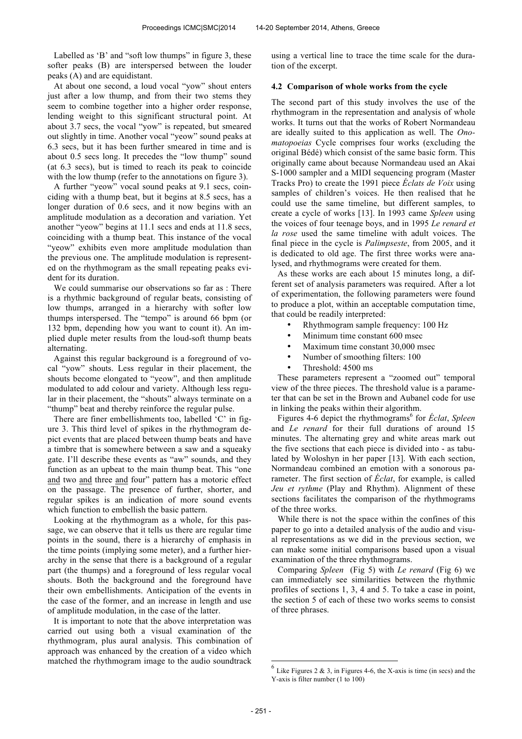Labelled as ‘B’ and “soft low thumps” in figure 3, these softer peaks (B) are interspersed between the louder peaks (A) and are equidistant.

At about one second, a loud vocal “yow” shout enters just after a low thump, and from their two stems they seem to combine together into a higher order response, lending weight to this significant structural point. At about 3.7 secs, the vocal “yow” is repeated, but smeared out slightly in time. Another vocal “yeow” sound peaks at 6.3 secs, but it has been further smeared in time and is about 0.5 secs long. It precedes the “low thump” sound (at 6.3 secs), but is timed to reach its peak to coincide with the low thump (refer to the annotations on figure 3).

A further “yeow” vocal sound peaks at 9.1 secs, coinciding with a thump beat, but it begins at 8.5 secs, has a longer duration of 0.6 secs, and it now begins with an amplitude modulation as a decoration and variation. Yet another “yeow” begins at 11.1 secs and ends at 11.8 secs, coinciding with a thump beat. This instance of the vocal “yeow” exhibits even more amplitude modulation than the previous one. The amplitude modulation is represented on the rhythmogram as the small repeating peaks evident for its duration.

We could summarise our observations so far as : There is a rhythmic background of regular beats, consisting of low thumps, arranged in a hierarchy with softer low thumps interspersed. The “tempo” is around 66 bpm (or 132 bpm, depending how you want to count it). An implied duple meter results from the loud-soft thump beats alternating.

Against this regular background is a foreground of vocal “yow” shouts. Less regular in their placement, the shouts become elongated to “yeow”, and then amplitude modulated to add colour and variety. Although less regular in their placement, the “shouts” always terminate on a “thump” beat and thereby reinforce the regular pulse.

There are finer embellishments too, labelled ‘C’ in figure 3. This third level of spikes in the rhythmogram depict events that are placed between thump beats and have a timbre that is somewhere between a saw and a squeaky gate. I’ll describe these events as “aw” sounds, and they function as an upbeat to the main thump beat. This “one <u>and</u> two <u>and</u> three <u>and</u> four” pattern has a motoric effect on the passage. The presence of further, shorter, and regular spikes is an indication of more sound events which function to embellish the basic pattern.

Looking at the rhythmogram as a whole, for this passage, we can observe that it tells us there are regular time points in the sound, there is a hierarchy of emphasis in the time points (implying some meter), and a further hierarchy in the sense that there is a background of a regular part (the thumps) and a foreground of less regular vocal shouts. Both the background and the foreground have their own embellishments. Anticipation of the events in the case of the former, and an increase in length and use of amplitude modulation, in the case of the latter.

It is important to note that the above interpretation was carried out using both a visual examination of the rhythmogram, plus aural analysis. This combination of approach was enhanced by the creation of a video which matched the rhythmogram image to the audio soundtrack using a vertical line to trace the time scale for the duration of the excerpt.

### 4.2 Comparison of whole works from the cycle

The second part of this study involves the use of the rhythmogram in the representation and analysis of whole works. It turns out that the works of Robert Normandeau are ideally suited to this application as well. The *Onomatopoeias* Cycle comprises four works (excluding the original Bédé) which consist of the same basic form. This originally came about because Normandeau used an Akai S-1000 sampler and a MIDI sequencing program (Master Tracks Pro) to create the 1991 piece *Éclats de Voix* using samples of children's voices. He then realised that he could use the same timeline, but different samples, to create a cycle of works [13]. In 1993 came *Spleen* using the voices of four teenage boys, and in 1995 *Le renard et la rose* used the same timeline with adult voices. The final piece in the cycle is *Palimpseste*, from 2005, and it is dedicated to old age. The first three works were analysed, and rhythmograms were created for them.

As these works are each about 15 minutes long, a different set of analysis parameters was required. After a lot of experimentation, the following parameters were found to produce a plot, within an acceptable computation time, that could be readily interpreted:

- Rhythmogram sample frequency: 100 Hz
- Minimum time constant 600 msec
- Maximum time constant 30,000 msec
- Number of smoothing filters: 100
- Threshold: 4500 ms

These parameters represent a “zoomed out” temporal view of the three pieces. The threshold value is a parameter that can be set in the Brown and Aubanel code for use in linking the peaks within their algorithm.

Figures 4-6 depict the rhythmograms[6] for *Éclat*, *Spleen* and *Le renard* for their full durations of around 15 minutes. The alternating grey and white areas mark out the five sections that each piece is divided into - as tabulated by Woloshyn in her paper [13]. With each section, Normandeau combined an emotion with a sonorous parameter. The first section of *Éclat*, for example, is called *Jeu et rythme* (Play and Rhythm). Alignment of these sections facilitates the comparison of the rhythmograms of the three works.

While there is not the space within the confines of this paper to go into a detailed analysis of the audio and visual representations as we did in the previous section, we can make some initial comparisons based upon a visual examination of the three rhythmograms.

Comparing *Spleen* (Fig 5) with *Le renard* (Fig 6) we can immediately see similarities between the rhythmic profiles of sections 1, 3, 4 and 5. To take a case in point, the section 5 of each of these two works seems to consist of three phrases.

---

[6] Like Figures 2 & 3, in Figures 4-6, the X-axis is time (in secs) and the Y-axis is filter number (1 to 100)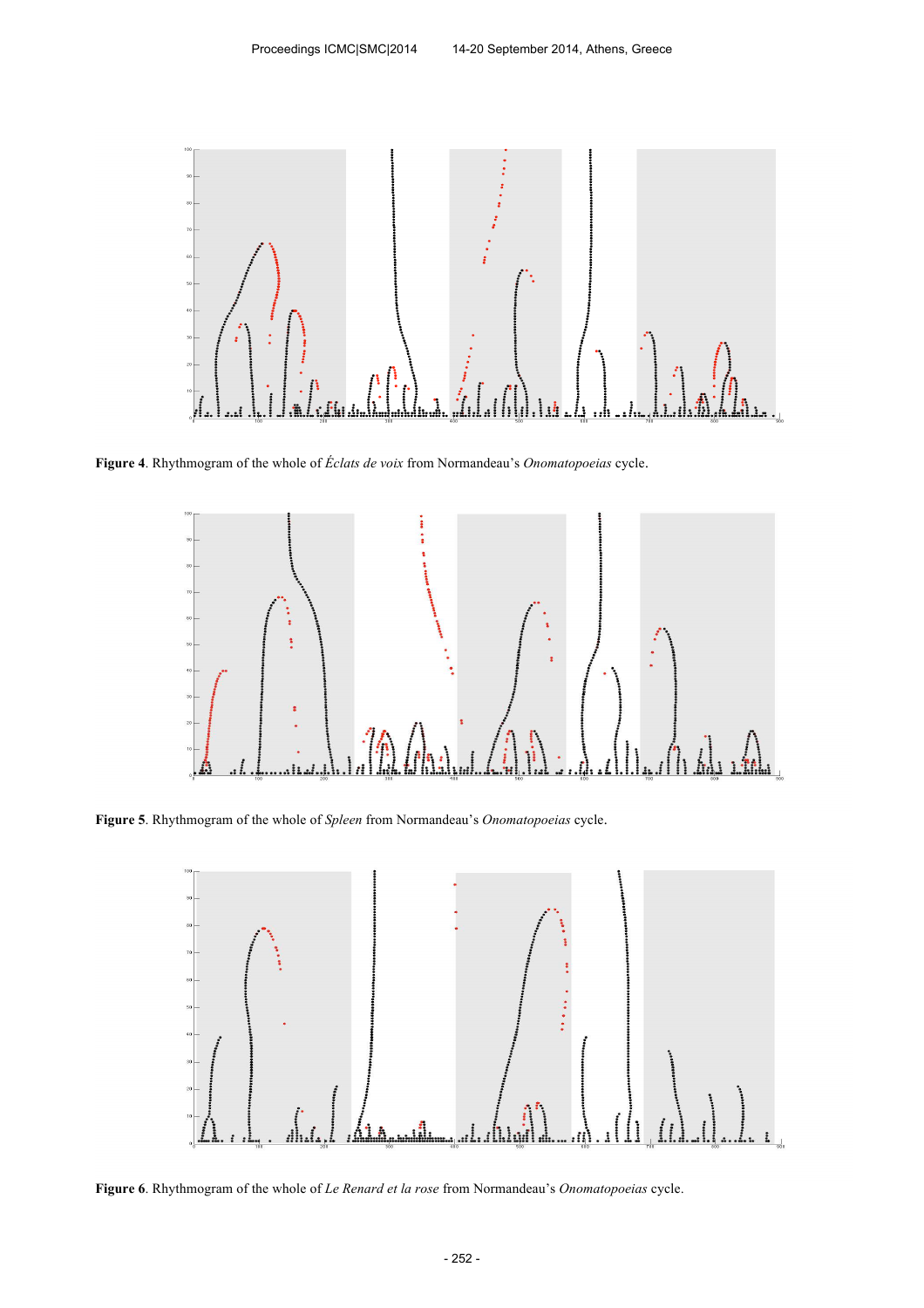**Figure 4**. Rhythmogram of the whole of *Éclats de voix* from Normandeau's *Onomatopoeias* cycle.

**Figure 5**. Rhythmogram of the whole of *Spleen* from Normandeau's *Onomatopoeias* cycle.

**Figure 6**. Rhythmogram of the whole of *Le Renard et la rose* from Normandeau's *Onomatopoeias* cycle.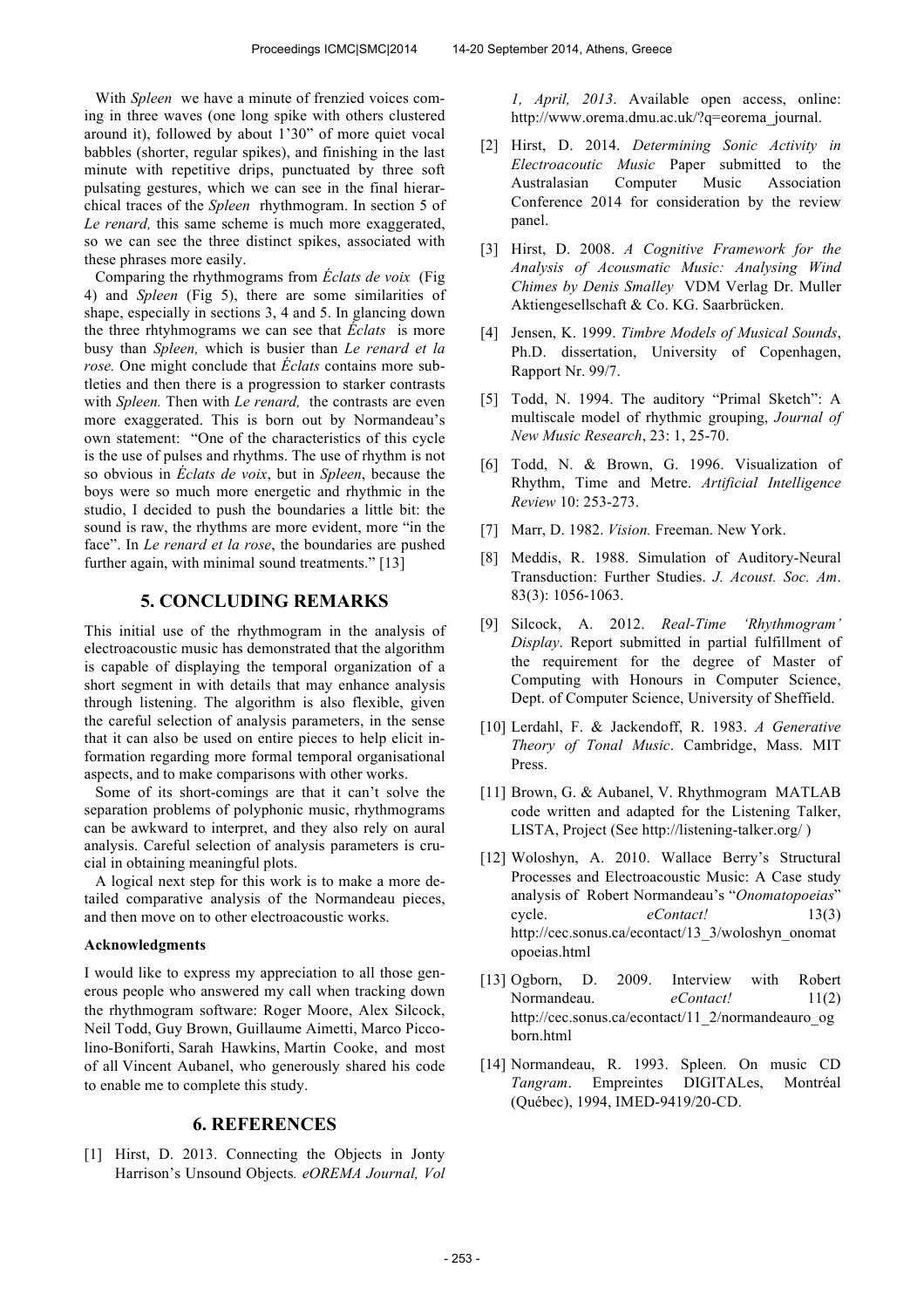With *Spleen* we have a minute of frenzied voices coming in three waves (one long spike with others clustered around it), followed by about 1'30" of more quiet vocal babbles (shorter, regular spikes), and finishing in the last minute with repetitive drips, punctuated by three soft pulsating gestures, which we can see in the final hierarchical traces of the *Spleen* rhythmogram. In section 5 of *Le renard,* this same scheme is much more exaggerated, so we can see the three distinct spikes, associated with these phrases more easily.

Comparing the rhythmograms from *Éclats de voix* (Fig 4) and *Spleen* (Fig 5), there are some similarities of shape, especially in sections 3, 4 and 5. In glancing down the three rhtyhmograms we can see that *Éclats* is more busy than *Spleen,* which is busier than *Le renard et la rose.* One might conclude that *Éclats* contains more subtleties and then there is a progression to starker contrasts with *Spleen.* Then with *Le renard,* the contrasts are even more exaggerated. This is born out by Normandeau's own statement: "One of the characteristics of this cycle is the use of pulses and rhythms. The use of rhythm is not so obvious in *Éclats de voix*, but in *Spleen*, because the boys were so much more energetic and rhythmic in the studio, I decided to push the boundaries a little bit: the sound is raw, the rhythms are more evident, more "in the face". In *Le renard et la rose*, the boundaries are pushed further again, with minimal sound treatments." [13]

## 5. CONCLUDING REMARKS

This initial use of the rhythmogram in the analysis of electroacoustic music has demonstrated that the algorithm is capable of displaying the temporal organization of a short segment in with details that may enhance analysis through listening. The algorithm is also flexible, given the careful selection of analysis parameters, in the sense that it can also be used on entire pieces to help elicit information regarding more formal temporal organisational aspects, and to make comparisons with other works.

Some of its short-comings are that it can't solve the separation problems of polyphonic music, rhythmograms can be awkward to interpret, and they also rely on aural analysis. Careful selection of analysis parameters is crucial in obtaining meaningful plots.

A logical next step for this work is to make a more detailed comparative analysis of the Normandeau pieces, and then move on to other electroacoustic works.

**Acknowledgments**

I would like to express my appreciation to all those generous people who answered my call when tracking down the rhythmogram software: Roger Moore, Alex Silcock, Neil Todd, Guy Brown, Guillaume Aimetti, Marco Piccolino-Boniforti, Sarah Hawkins, Martin Cooke, and most of all Vincent Aubanel, who generously shared his code to enable me to complete this study.

## 6. REFERENCES

[1] Hirst, D. 2013. Connecting the Objects in Jonty Harrison's Unsound Objects*. eOREMA Journal, Vol 1, April, 2013*. Available open access, online: http://www.orema.dmu.ac.uk/?q=eorema_journal.

[2] Hirst, D. 2014. *Determining Sonic Activity in Electroacoutic Music* Paper submitted to the Australasian Computer Music Association Conference 2014 for consideration by the review panel.

[3] Hirst, D. 2008. *A Cognitive Framework for the Analysis of Acousmatic Music: Analysing Wind Chimes by Denis Smalley* VDM Verlag Dr. Muller Aktiengesellschaft & Co. KG. Saarbrücken.

[4] Jensen, K. 1999. *Timbre Models of Musical Sounds*, Ph.D. dissertation, University of Copenhagen, Rapport Nr. 99/7.

[5] Todd, N. 1994. The auditory "Primal Sketch": A multiscale model of rhythmic grouping, *Journal of New Music Research*, 23: 1, 25-70.

[6] Todd, N. & Brown, G. 1996. Visualization of Rhythm, Time and Metre. *Artificial Intelligence Review* 10: 253-273.

[7] Marr, D. 1982. *Vision.* Freeman. New York.

[8] Meddis, R. 1988. Simulation of Auditory-Neural Transduction: Further Studies. *J. Acoust. Soc. Am*. 83(3): 1056-1063.

[9] Silcock, A. 2012. *Real-Time 'Rhythmogram' Display*. Report submitted in partial fulfillment of the requirement for the degree of Master of Computing with Honours in Computer Science, Dept. of Computer Science, University of Sheffield.

[10] Lerdahl, F. & Jackendoff, R. 1983. *A Generative Theory of Tonal Music*. Cambridge, Mass. MIT Press.

[11] Brown, G. & Aubanel, V. Rhythmogram MATLAB code written and adapted for the Listening Talker, LISTA, Project (See http://listening-talker.org/ )

[12] Woloshyn, A. 2010. Wallace Berry's Structural Processes and Electroacoustic Music: A Case study analysis of Robert Normandeau's "*Onomatopoeias*" cycle. *eContact!* 13(3) http://cec.sonus.ca/econtact/13_3/woloshyn_onomatopoeias.html

[13] Ogborn, D. 2009. Interview with Robert Normandeau. *eContact!* 11(2) http://cec.sonus.ca/econtact/11_2/normandeauro_ogborn.html

[14] Normandeau, R. 1993. Spleen. On music CD *Tangram*. Empreintes DIGITALes, Montréal (Québec), 1994, IMED-9419/20-CD.